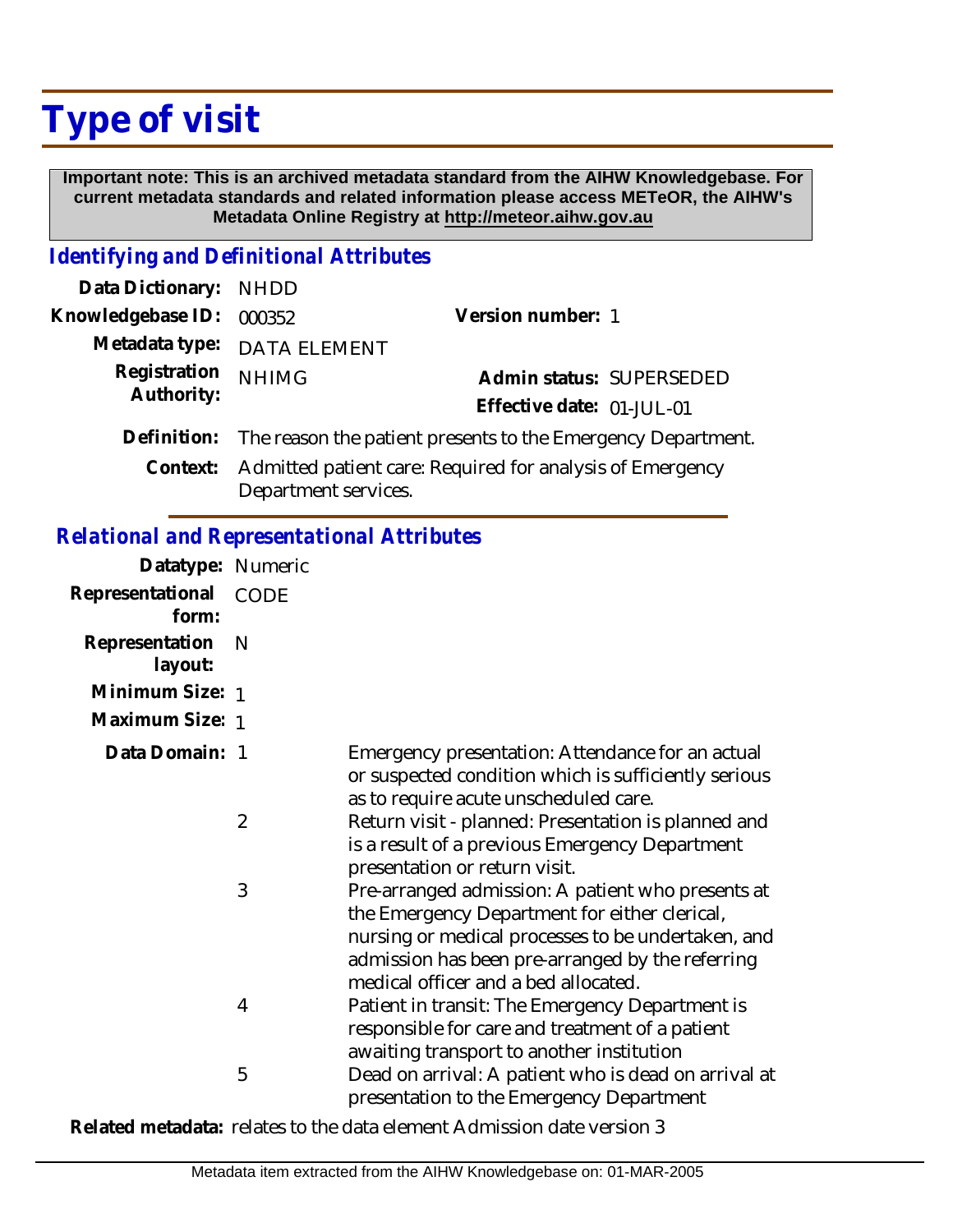# Type of visit

**Important note: This is an archived metadata standard from the AIHW Knowledgebase. For current metadata standards and related information please access METeOR, the AIHW's Metadata Online Registry at http://meteor.aihw.gov.au**

## *Identifying and Definitional Attributes*

**Data Dictionary:** NHDD

**Knowledgebase ID:** 000352 **Version number:** 1

**Metadata type:** DATA ELEMENT

**Registration Authority:** NHIMG

**Admin status:** SUPERSEDED

**Effective date:** 01-JUL-01

**Definition:** The reason the patient presents to the Emergency Department.

**Context:** Admitted patient care: Required for analysis of Emergency Department services.

## *Relational and Representational Attributes*

**Datatype:** Numeric

**Representational form:** CODE

**Representation layout:** N

**Minimum Size:** 1

**Maximum Size:** 1

**Data Domain:**

1 Emergency presentation: Attendance for an actual or suspected condition which is sufficiently serious as to require acute unscheduled care.

2 Return visit - planned: Presentation is planned and is a result of a previous Emergency Department presentation or return visit.

3 Pre-arranged admission: A patient who presents at the Emergency Department for either clerical, nursing or medical processes to be undertaken, and admission has been pre-arranged by the referring medical officer and a bed allocated.

4 Patient in transit: The Emergency Department is responsible for care and treatment of a patient awaiting transport to another institution

5 Dead on arrival: A patient who is dead on arrival at presentation to the Emergency Department

**Related metadata:** relates to the data element Admission date version 3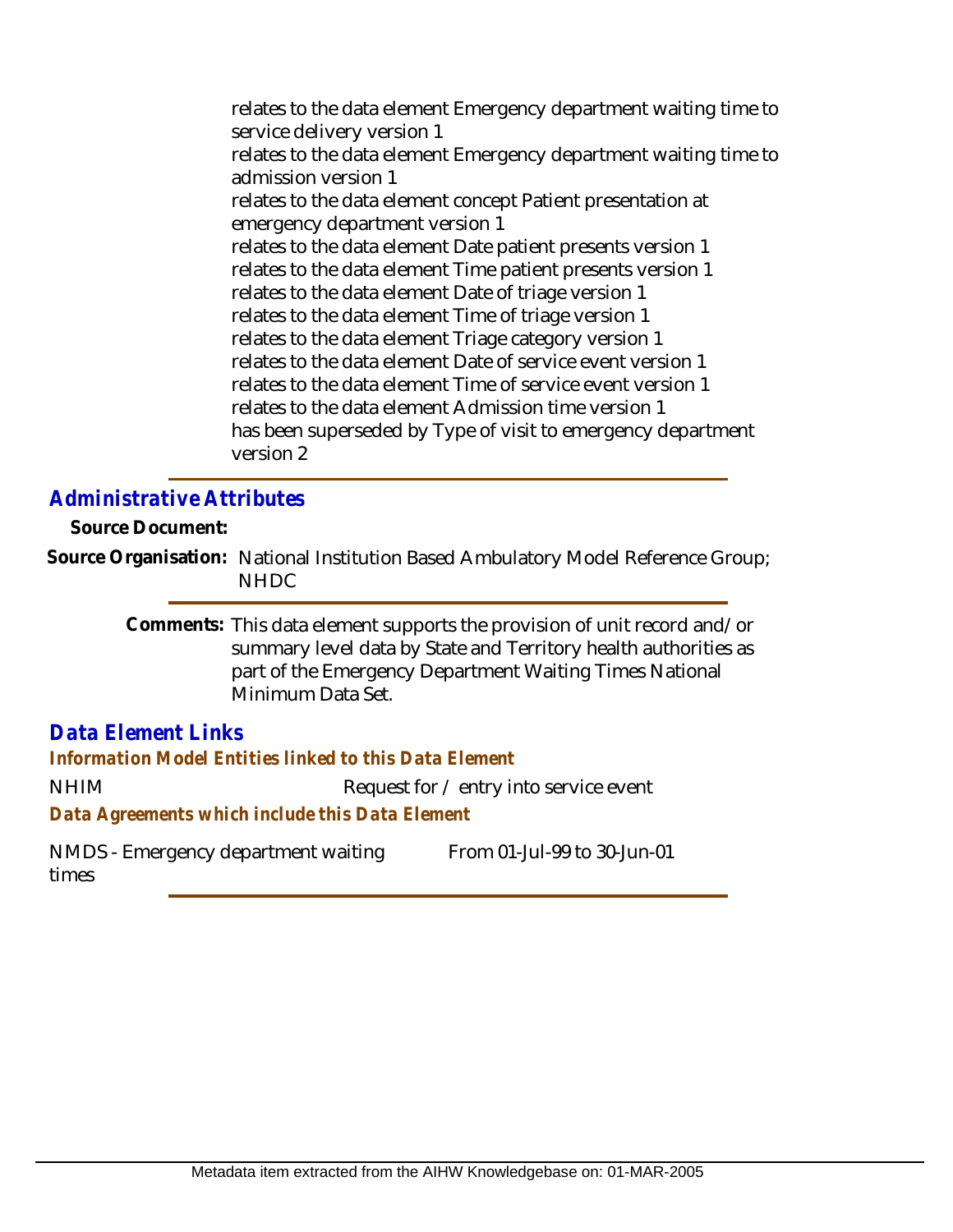relates to the data element Emergency department waiting time to service delivery version 1
relates to the data element Emergency department waiting time to admission version 1
relates to the data element concept Patient presentation at emergency department version 1
relates to the data element Date patient presents version 1
relates to the data element Time patient presents version 1
relates to the data element Date of triage version 1
relates to the data element Time of triage version 1
relates to the data element Triage category version 1
relates to the data element Date of service event version 1
relates to the data element Time of service event version 1
relates to the data element Admission time version 1
has been superseded by Type of visit to emergency department version 2

## Administrative Attributes

**Source Document:**

**Source Organisation:** National Institution Based Ambulatory Model Reference Group; NHDC

**Comments:** This data element supports the provision of unit record and/or summary level data by State and Territory health authorities as part of the Emergency Department Waiting Times National Minimum Data Set.

## Data Element Links

### Information Model Entities linked to this Data Element

| | |
|---|---|
| NHIM | Request for / entry into service event |

### Data Agreements which include this Data Element

| | |
|---|---|
| NMDS - Emergency department waiting times | From 01-Jul-99 to 30-Jun-01 |

Metadata item extracted from the AIHW Knowledgebase on: 01-MAR-2005